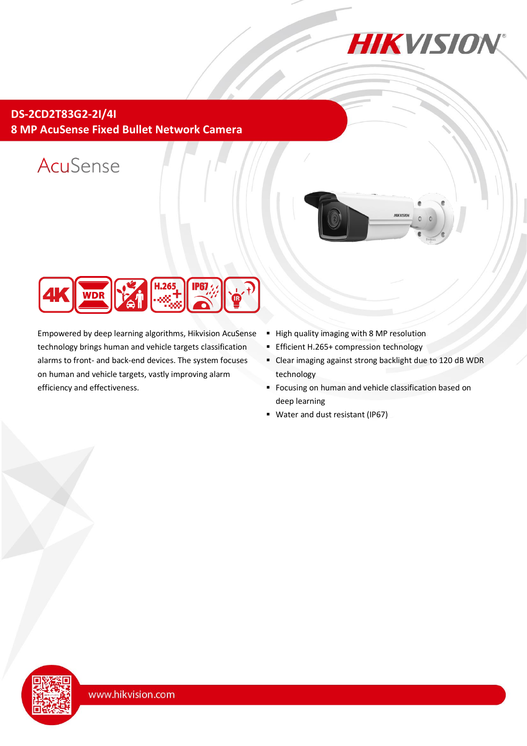# DS-2CD2T83G2-2I/4I

## 8 MP AcuSense Fixed Bullet Network Camera

AcuSense

Empowered by deep learning algorithms, Hikvision AcuSense technology brings human and vehicle targets classification alarms to front- and back-end devices. The system focuses on human and vehicle targets, vastly improving alarm efficiency and effectiveness.

- High quality imaging with 8 MP resolution
- Efficient H.265+ compression technology
- Clear imaging against strong backlight due to 120 dB WDR technology
- Focusing on human and vehicle classification based on deep learning
- Water and dust resistant (IP67)

www.hikvision.com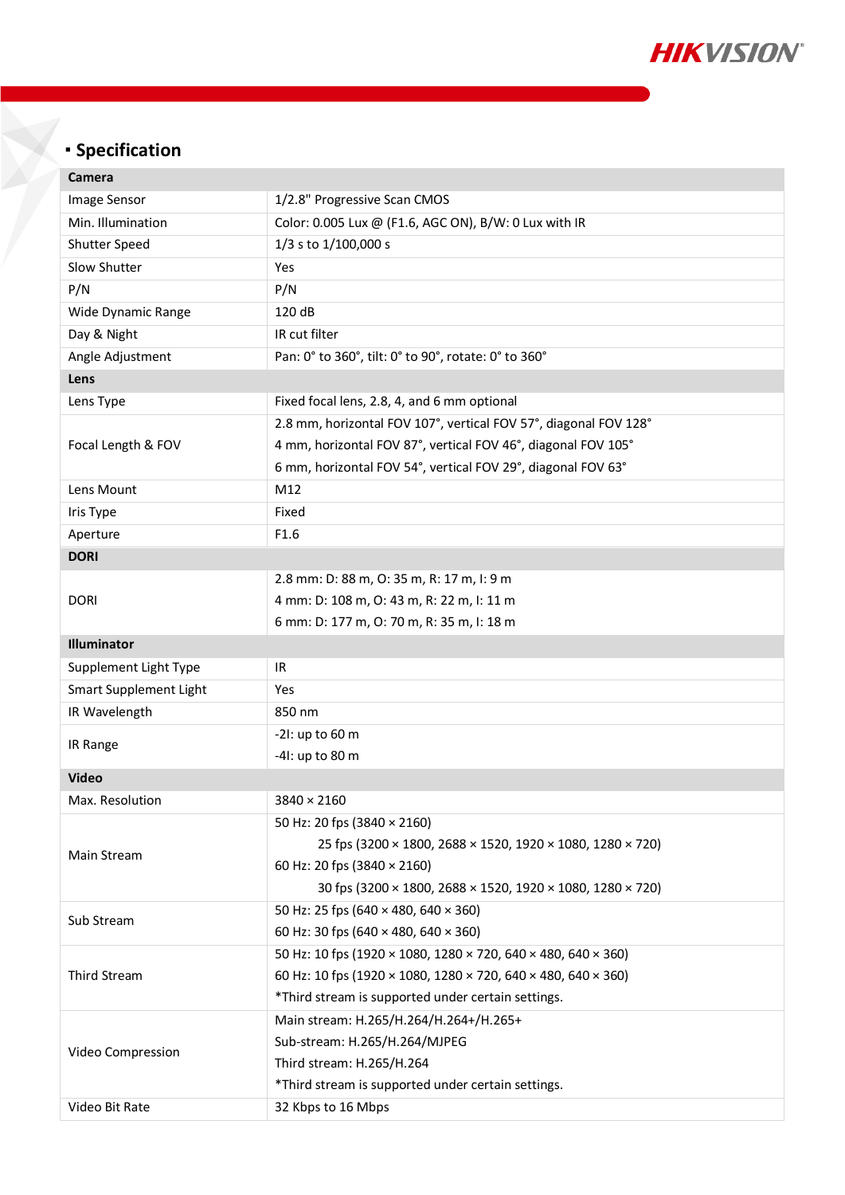## Specification

| **Camera** | |
|---|---|
| Image Sensor | 1/2.8" Progressive Scan CMOS |
| Min. Illumination | Color: 0.005 Lux @ (F1.6, AGC ON), B/W: 0 Lux with IR |
| Shutter Speed | 1/3 s to 1/100,000 s |
| Slow Shutter | Yes |
| P/N | P/N |
| Wide Dynamic Range | 120 dB |
| Day & Night | IR cut filter |
| Angle Adjustment | Pan: 0° to 360°, tilt: 0° to 90°, rotate: 0° to 360° |
| **Lens** | |
| Lens Type | Fixed focal lens, 2.8, 4, and 6 mm optional |
| Focal Length & FOV | 2.8 mm, horizontal FOV 107°, vertical FOV 57°, diagonal FOV 128°<br>4 mm, horizontal FOV 87°, vertical FOV 46°, diagonal FOV 105°<br>6 mm, horizontal FOV 54°, vertical FOV 29°, diagonal FOV 63° |
| Lens Mount | M12 |
| Iris Type | Fixed |
| Aperture | F1.6 |
| **DORI** | |
| DORI | 2.8 mm: D: 88 m, O: 35 m, R: 17 m, I: 9 m<br>4 mm: D: 108 m, O: 43 m, R: 22 m, I: 11 m<br>6 mm: D: 177 m, O: 70 m, R: 35 m, I: 18 m |
| **Illuminator** | |
| Supplement Light Type | IR |
| Smart Supplement Light | Yes |
| IR Wavelength | 850 nm |
| IR Range | -2I: up to 60 m<br>-4I: up to 80 m |
| **Video** | |
| Max. Resolution | 3840 × 2160 |
| Main Stream | 50 Hz: 20 fps (3840 × 2160)<br>25 fps (3200 × 1800, 2688 × 1520, 1920 × 1080, 1280 × 720)<br>60 Hz: 20 fps (3840 × 2160)<br>30 fps (3200 × 1800, 2688 × 1520, 1920 × 1080, 1280 × 720) |
| Sub Stream | 50 Hz: 25 fps (640 × 480, 640 × 360)<br>60 Hz: 30 fps (640 × 480, 640 × 360) |
| Third Stream | 50 Hz: 10 fps (1920 × 1080, 1280 × 720, 640 × 480, 640 × 360)<br>60 Hz: 10 fps (1920 × 1080, 1280 × 720, 640 × 480, 640 × 360)<br>*Third stream is supported under certain settings. |
| Video Compression | Main stream: H.265/H.264/H.264+/H.265+<br>Sub-stream: H.265/H.264/MJPEG<br>Third stream: H.265/H.264<br>*Third stream is supported under certain settings. |
| Video Bit Rate | 32 Kbps to 16 Mbps |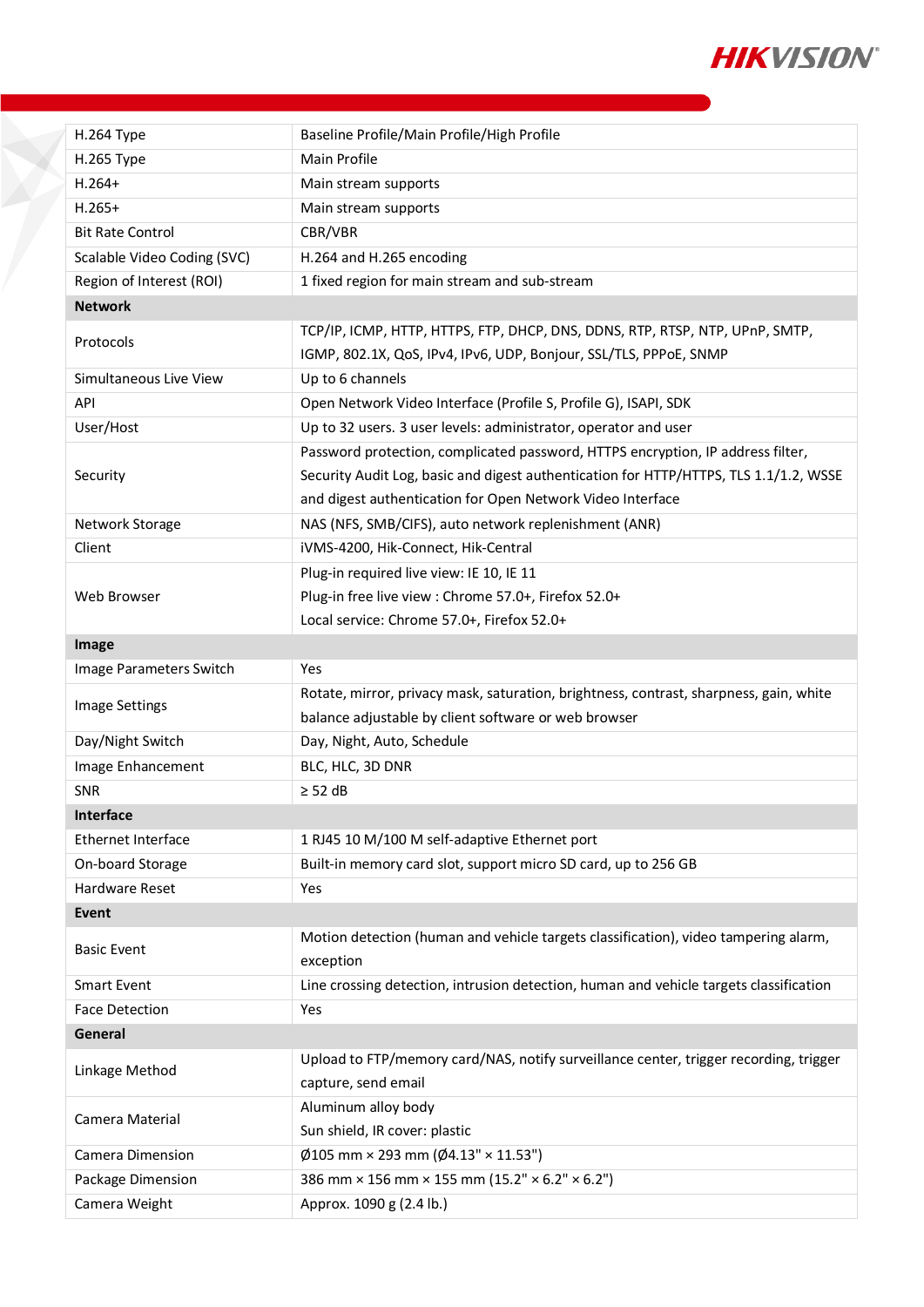| | |
|---|---|
| H.264 Type | Baseline Profile/Main Profile/High Profile |
| H.265 Type | Main Profile |
| H.264+ | Main stream supports |
| H.265+ | Main stream supports |
| Bit Rate Control | CBR/VBR |
| Scalable Video Coding (SVC) | H.264 and H.265 encoding |
| Region of Interest (ROI) | 1 fixed region for main stream and sub-stream |
| **Network** | |
| Protocols | TCP/IP, ICMP, HTTP, HTTPS, FTP, DHCP, DNS, DDNS, RTP, RTSP, NTP, UPnP, SMTP, IGMP, 802.1X, QoS, IPv4, IPv6, UDP, Bonjour, SSL/TLS, PPPoE, SNMP |
| Simultaneous Live View | Up to 6 channels |
| API | Open Network Video Interface (Profile S, Profile G), ISAPI, SDK |
| User/Host | Up to 32 users. 3 user levels: administrator, operator and user |
| Security | Password protection, complicated password, HTTPS encryption, IP address filter, Security Audit Log, basic and digest authentication for HTTP/HTTPS, TLS 1.1/1.2, WSSE and digest authentication for Open Network Video Interface |
| Network Storage | NAS (NFS, SMB/CIFS), auto network replenishment (ANR) |
| Client | iVMS-4200, Hik-Connect, Hik-Central |
| Web Browser | Plug-in required live view: IE 10, IE 11<br>Plug-in free live view : Chrome 57.0+, Firefox 52.0+<br>Local service: Chrome 57.0+, Firefox 52.0+ |
| **Image** | |
| Image Parameters Switch | Yes |
| Image Settings | Rotate, mirror, privacy mask, saturation, brightness, contrast, sharpness, gain, white balance adjustable by client software or web browser |
| Day/Night Switch | Day, Night, Auto, Schedule |
| Image Enhancement | BLC, HLC, 3D DNR |
| SNR | ≥ 52 dB |
| **Interface** | |
| Ethernet Interface | 1 RJ45 10 M/100 M self-adaptive Ethernet port |
| On-board Storage | Built-in memory card slot, support micro SD card, up to 256 GB |
| Hardware Reset | Yes |
| **Event** | |
| Basic Event | Motion detection (human and vehicle targets classification), video tampering alarm, exception |
| Smart Event | Line crossing detection, intrusion detection, human and vehicle targets classification |
| Face Detection | Yes |
| **General** | |
| Linkage Method | Upload to FTP/memory card/NAS, notify surveillance center, trigger recording, trigger capture, send email |
| Camera Material | Aluminum alloy body<br>Sun shield, IR cover: plastic |
| Camera Dimension | Ø105 mm × 293 mm (Ø4.13" × 11.53") |
| Package Dimension | 386 mm × 156 mm × 155 mm (15.2" × 6.2" × 6.2") |
| Camera Weight | Approx. 1090 g (2.4 lb.) |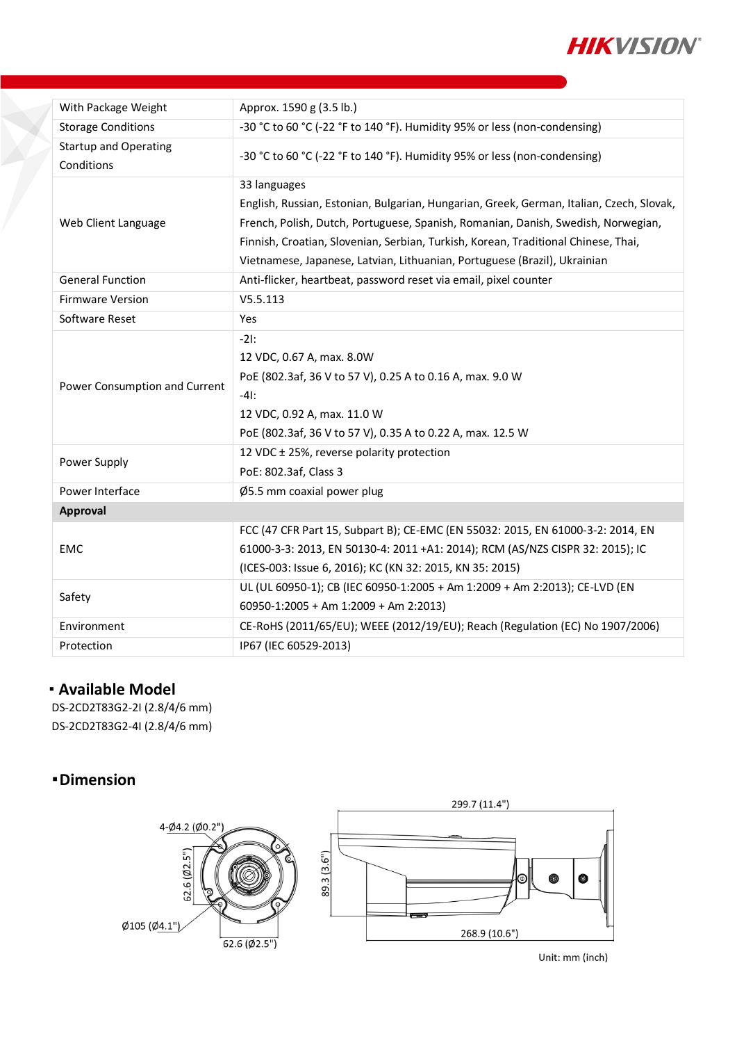| | |
|---|---|
| With Package Weight | Approx. 1590 g (3.5 lb.) |
| Storage Conditions | -30 °C to 60 °C (-22 °F to 140 °F). Humidity 95% or less (non-condensing) |
| Startup and Operating Conditions | -30 °C to 60 °C (-22 °F to 140 °F). Humidity 95% or less (non-condensing) |
| Web Client Language | 33 languages<br>English, Russian, Estonian, Bulgarian, Hungarian, Greek, German, Italian, Czech, Slovak, French, Polish, Dutch, Portuguese, Spanish, Romanian, Danish, Swedish, Norwegian, Finnish, Croatian, Slovenian, Serbian, Turkish, Korean, Traditional Chinese, Thai, Vietnamese, Japanese, Latvian, Lithuanian, Portuguese (Brazil), Ukrainian |
| General Function | Anti-flicker, heartbeat, password reset via email, pixel counter |
| Firmware Version | V5.5.113 |
| Software Reset | Yes |
| Power Consumption and Current | -2I:<br>12 VDC, 0.67 A, max. 8.0W<br>PoE (802.3af, 36 V to 57 V), 0.25 A to 0.16 A, max. 9.0 W<br>-4I:<br>12 VDC, 0.92 A, max. 11.0 W<br>PoE (802.3af, 36 V to 57 V), 0.35 A to 0.22 A, max. 12.5 W |
| Power Supply | 12 VDC ± 25%, reverse polarity protection<br>PoE: 802.3af, Class 3 |
| Power Interface | Ø5.5 mm coaxial power plug |
| **Approval** | |
| EMC | FCC (47 CFR Part 15, Subpart B); CE-EMC (EN 55032: 2015, EN 61000-3-2: 2014, EN 61000-3-3: 2013, EN 50130-4: 2011 +A1: 2014); RCM (AS/NZS CISPR 32: 2015); IC (ICES-003: Issue 6, 2016); KC (KN 32: 2015, KN 35: 2015) |
| Safety | UL (UL 60950-1); CB (IEC 60950-1:2005 + Am 1:2009 + Am 2:2013); CE-LVD (EN 60950-1:2005 + Am 1:2009 + Am 2:2013) |
| Environment | CE-RoHS (2011/65/EU); WEEE (2012/19/EU); Reach (Regulation (EC) No 1907/2006) |
| Protection | IP67 (IEC 60529-2013) |

## Available Model

DS-2CD2T83G2-2I (2.8/4/6 mm)
DS-2CD2T83G2-4I (2.8/4/6 mm)

## Dimension

4-Ø4.2 (Ø0.2")

62.6 (Ø2.5")

Ø105 (Ø4.1")

62.6 (Ø2.5")

299.7 (11.4")

89.3 (3.6")

268.9 (10.6")

Unit: mm (inch)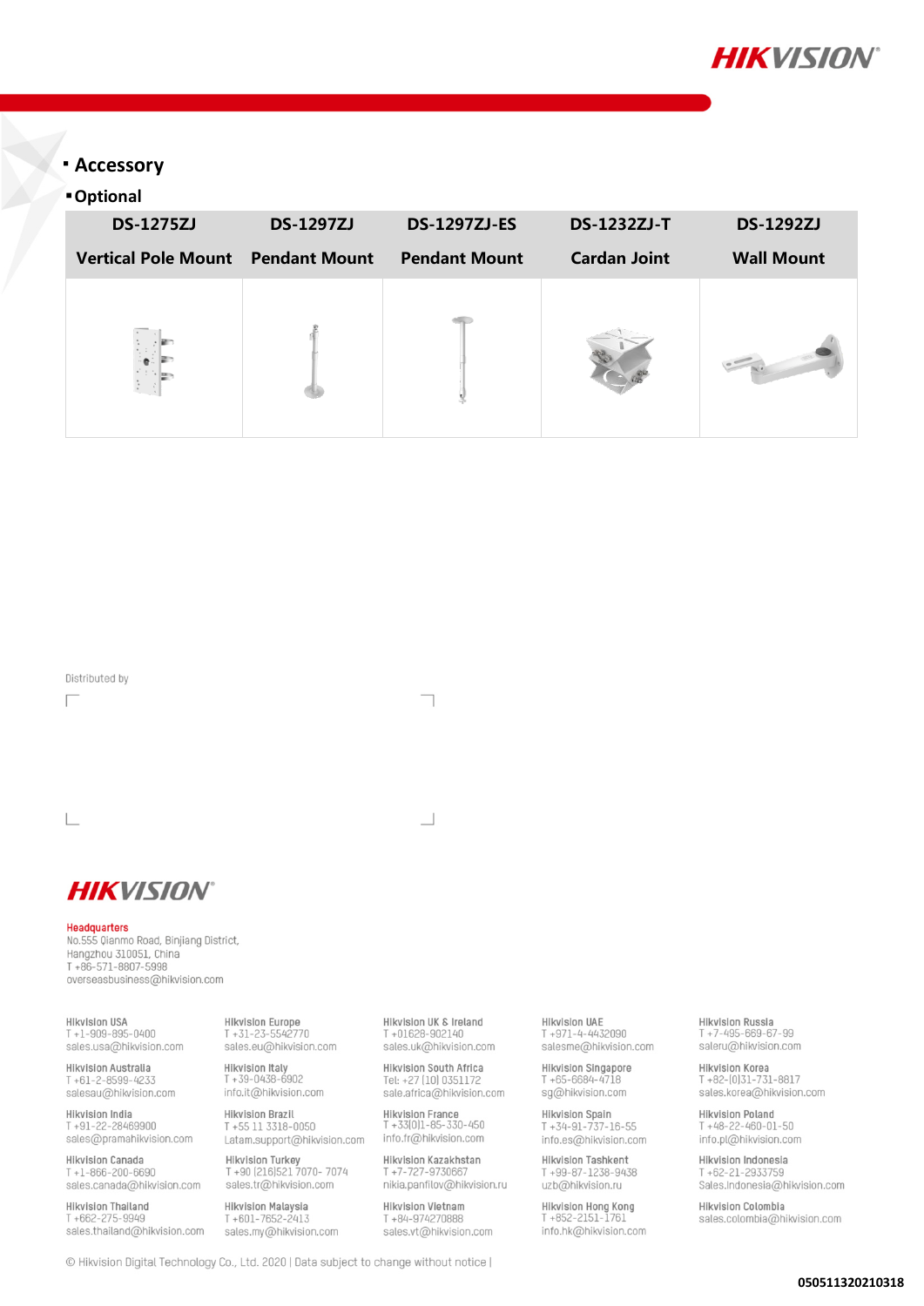## Accessory

### Optional

| DS-1275ZJ | DS-1297ZJ | DS-1297ZJ-ES | DS-1232ZJ-T | DS-1292ZJ |
|---|---|---|---|---|
| Vertical Pole Mount | Pendant Mount | Pendant Mount | Cardan Joint | Wall Mount |

Distributed by

**HIKVISION**

**Headquarters**
No.555 Qianmo Road, Binjiang District,
Hangzhou 310051, China
T +86-571-8807-5998
overseasbusiness@hikvision.com

**Hikvision USA**
T +1-909-895-0400
sales.usa@hikvision.com

**Hikvision Europe**
T +31-23-5542770
sales.eu@hikvision.com

**Hikvision UK & Ireland**
T +01628-902140
sales.uk@hikvision.com

**Hikvision UAE**
T +971-4-4432090
salesme@hikvision.com

**Hikvision Russia**
T +7-495-669-67-99
saleru@hikvision.com

**Hikvision Australia**
T +61-2-8599-4233
salesau@hikvision.com

**Hikvision Italy**
T +39-0438-6902
info.it@hikvision.com

**Hikvision South Africa**
Tel: +27 (10) 0351172
sale.africa@hikvision.com

**Hikvision Singapore**
T +65-6684-4718
sg@hikvision.com

**Hikvision Korea**
T +82-(0)31-731-8817
sales.korea@hikvision.com

**Hikvision India**
T +91-22-28469900
sales@pramahikvision.com

**Hikvision Brazil**
T +55 11 3318-0050
Latam.support@hikvision.com

**Hikvision France**
T +33(0)1-85-330-450
info.fr@hikvision.com

**Hikvision Spain**
T +34-91-737-16-55
info.es@hikvision.com

**Hikvision Poland**
T +48-22-460-01-50
info.pl@hikvision.com

**Hikvision Canada**
T +1-866-200-6690
sales.canada@hikvision.com

**Hikvision Turkey**
T +90 (216)521 7070- 7074
sales.tr@hikvision.com

**Hikvision Kazakhstan**
T +7-727-9730667
nikia.panfilov@hikvision.ru

**Hikvision Tashkent**
T +99-87-1238-9438
uzb@hikvision.ru

**Hikvision Indonesia**
T +62-21-2933759
Sales.Indonesia@hikvision.com

**Hikvision Thailand**
T +662-275-9949
sales.thailand@hikvision.com

**Hikvision Malaysia**
T +601-7652-2413
sales.my@hikvision.com

**Hikvision Vietnam**
T +84-974270888
sales.vt@hikvision.com

**Hikvision Hong Kong**
T +852-2151-1761
info.hk@hikvision.com

**Hikvision Colombia**
sales.colombia@hikvision.com

© Hikvision Digital Technology Co., Ltd. 2020 | Data subject to change without notice |

050511320210318